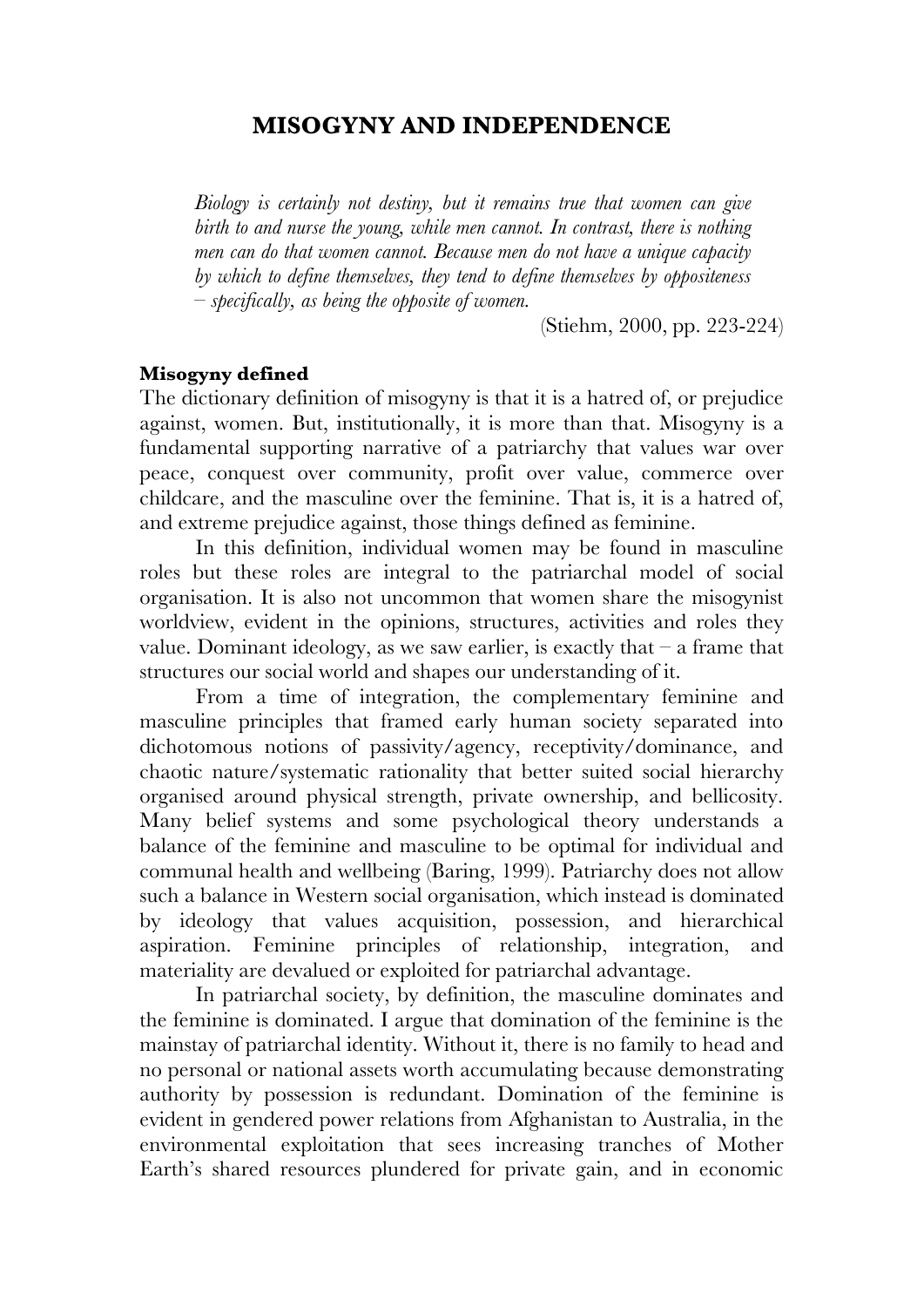# MISOGYNY AND INDEPENDENCE

> *Biology is certainly not destiny, but it remains true that women can give birth to and nurse the young, while men cannot. In contrast, there is nothing men can do that women cannot. Because men do not have a unique capacity by which to define themselves, they tend to define themselves by oppositeness – specifically, as being the opposite of women.*
>
> (Stiehm, 2000, pp. 223-224)

### Misogyny defined

The dictionary definition of misogyny is that it is a hatred of, or prejudice against, women. But, institutionally, it is more than that. Misogyny is a fundamental supporting narrative of a patriarchy that values war over peace, conquest over community, profit over value, commerce over childcare, and the masculine over the feminine. That is, it is a hatred of, and extreme prejudice against, those things defined as feminine.

In this definition, individual women may be found in masculine roles but these roles are integral to the patriarchal model of social organisation. It is also not uncommon that women share the misogynist worldview, evident in the opinions, structures, activities and roles they value. Dominant ideology, as we saw earlier, is exactly that – a frame that structures our social world and shapes our understanding of it.

From a time of integration, the complementary feminine and masculine principles that framed early human society separated into dichotomous notions of passivity/agency, receptivity/dominance, and chaotic nature/systematic rationality that better suited social hierarchy organised around physical strength, private ownership, and bellicosity. Many belief systems and some psychological theory understands a balance of the feminine and masculine to be optimal for individual and communal health and wellbeing (Baring, 1999). Patriarchy does not allow such a balance in Western social organisation, which instead is dominated by ideology that values acquisition, possession, and hierarchical aspiration. Feminine principles of relationship, integration, and materiality are devalued or exploited for patriarchal advantage.

In patriarchal society, by definition, the masculine dominates and the feminine is dominated. I argue that domination of the feminine is the mainstay of patriarchal identity. Without it, there is no family to head and no personal or national assets worth accumulating because demonstrating authority by possession is redundant. Domination of the feminine is evident in gendered power relations from Afghanistan to Australia, in the environmental exploitation that sees increasing tranches of Mother Earth's shared resources plundered for private gain, and in economic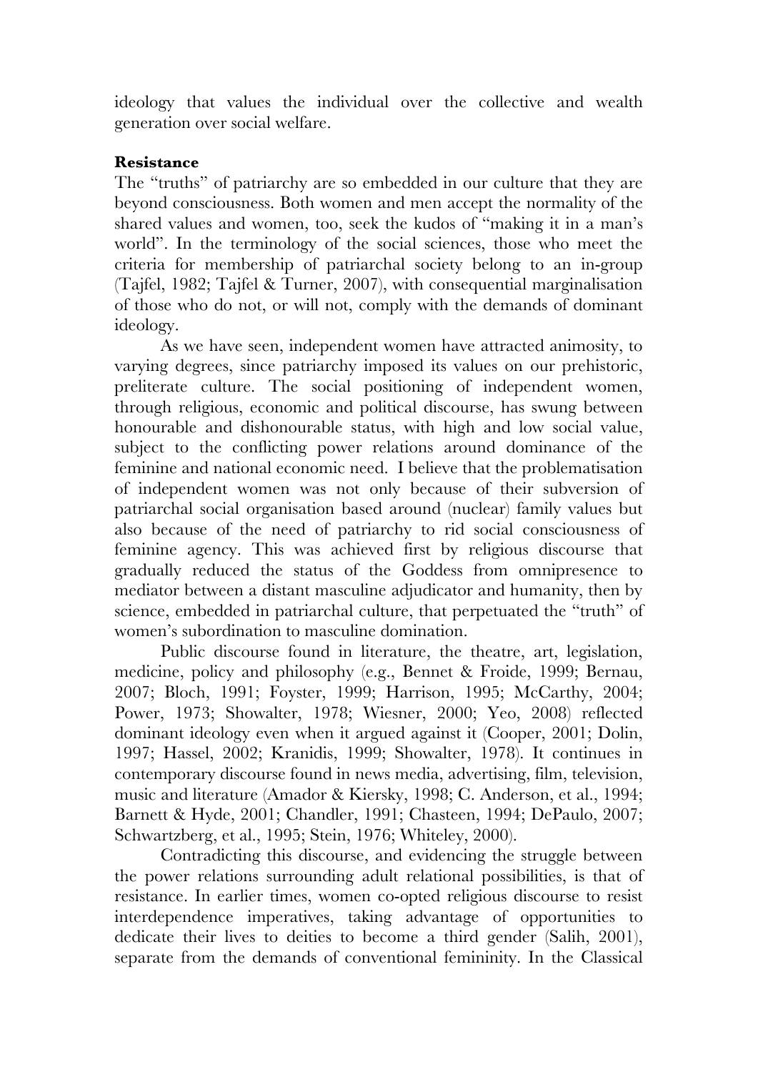ideology that values the individual over the collective and wealth generation over social welfare.

**Resistance**

The "truths" of patriarchy are so embedded in our culture that they are beyond consciousness. Both women and men accept the normality of the shared values and women, too, seek the kudos of "making it in a man's world". In the terminology of the social sciences, those who meet the criteria for membership of patriarchal society belong to an in-group (Tajfel, 1982; Tajfel & Turner, 2007), with consequential marginalisation of those who do not, or will not, comply with the demands of dominant ideology.

As we have seen, independent women have attracted animosity, to varying degrees, since patriarchy imposed its values on our prehistoric, preliterate culture. The social positioning of independent women, through religious, economic and political discourse, has swung between honourable and dishonourable status, with high and low social value, subject to the conflicting power relations around dominance of the feminine and national economic need. I believe that the problematisation of independent women was not only because of their subversion of patriarchal social organisation based around (nuclear) family values but also because of the need of patriarchy to rid social consciousness of feminine agency. This was achieved first by religious discourse that gradually reduced the status of the Goddess from omnipresence to mediator between a distant masculine adjudicator and humanity, then by science, embedded in patriarchal culture, that perpetuated the "truth" of women's subordination to masculine domination.

Public discourse found in literature, the theatre, art, legislation, medicine, policy and philosophy (e.g., Bennet & Froide, 1999; Bernau, 2007; Bloch, 1991; Foyster, 1999; Harrison, 1995; McCarthy, 2004; Power, 1973; Showalter, 1978; Wiesner, 2000; Yeo, 2008) reflected dominant ideology even when it argued against it (Cooper, 2001; Dolin, 1997; Hassel, 2002; Kranidis, 1999; Showalter, 1978). It continues in contemporary discourse found in news media, advertising, film, television, music and literature (Amador & Kiersky, 1998; C. Anderson, et al., 1994; Barnett & Hyde, 2001; Chandler, 1991; Chasteen, 1994; DePaulo, 2007; Schwartzberg, et al., 1995; Stein, 1976; Whiteley, 2000).

Contradicting this discourse, and evidencing the struggle between the power relations surrounding adult relational possibilities, is that of resistance. In earlier times, women co-opted religious discourse to resist interdependence imperatives, taking advantage of opportunities to dedicate their lives to deities to become a third gender (Salih, 2001), separate from the demands of conventional femininity. In the Classical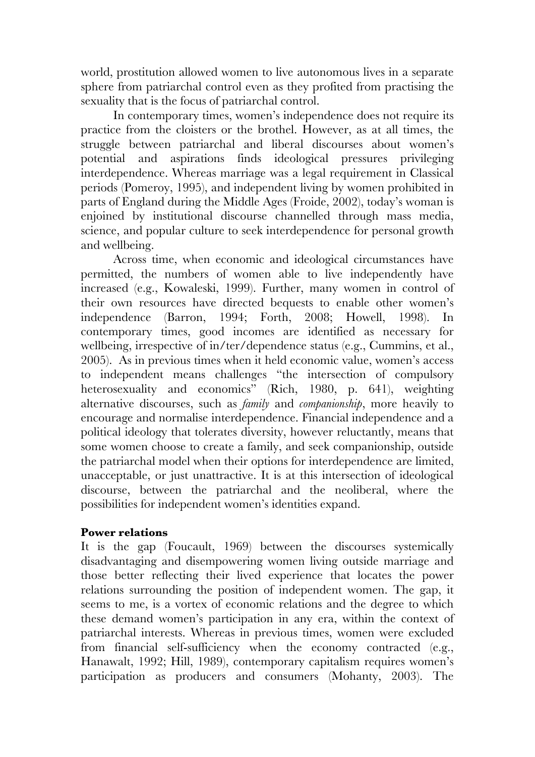world, prostitution allowed women to live autonomous lives in a separate sphere from patriarchal control even as they profited from practising the sexuality that is the focus of patriarchal control.

In contemporary times, women's independence does not require its practice from the cloisters or the brothel. However, as at all times, the struggle between patriarchal and liberal discourses about women's potential and aspirations finds ideological pressures privileging interdependence. Whereas marriage was a legal requirement in Classical periods (Pomeroy, 1995), and independent living by women prohibited in parts of England during the Middle Ages (Froide, 2002), today's woman is enjoined by institutional discourse channelled through mass media, science, and popular culture to seek interdependence for personal growth and wellbeing.

Across time, when economic and ideological circumstances have permitted, the numbers of women able to live independently have increased (e.g., Kowaleski, 1999). Further, many women in control of their own resources have directed bequests to enable other women's independence (Barron, 1994; Forth, 2008; Howell, 1998). In contemporary times, good incomes are identified as necessary for wellbeing, irrespective of in/ter/dependence status (e.g., Cummins, et al., 2005). As in previous times when it held economic value, women's access to independent means challenges "the intersection of compulsory heterosexuality and economics" (Rich, 1980, p. 641), weighting alternative discourses, such as *family* and *companionship*, more heavily to encourage and normalise interdependence. Financial independence and a political ideology that tolerates diversity, however reluctantly, means that some women choose to create a family, and seek companionship, outside the patriarchal model when their options for interdependence are limited, unacceptable, or just unattractive. It is at this intersection of ideological discourse, between the patriarchal and the neoliberal, where the possibilities for independent women's identities expand.

**Power relations**

It is the gap (Foucault, 1969) between the discourses systemically disadvantaging and disempowering women living outside marriage and those better reflecting their lived experience that locates the power relations surrounding the position of independent women. The gap, it seems to me, is a vortex of economic relations and the degree to which these demand women's participation in any era, within the context of patriarchal interests. Whereas in previous times, women were excluded from financial self-sufficiency when the economy contracted (e.g., Hanawalt, 1992; Hill, 1989), contemporary capitalism requires women's participation as producers and consumers (Mohanty, 2003). The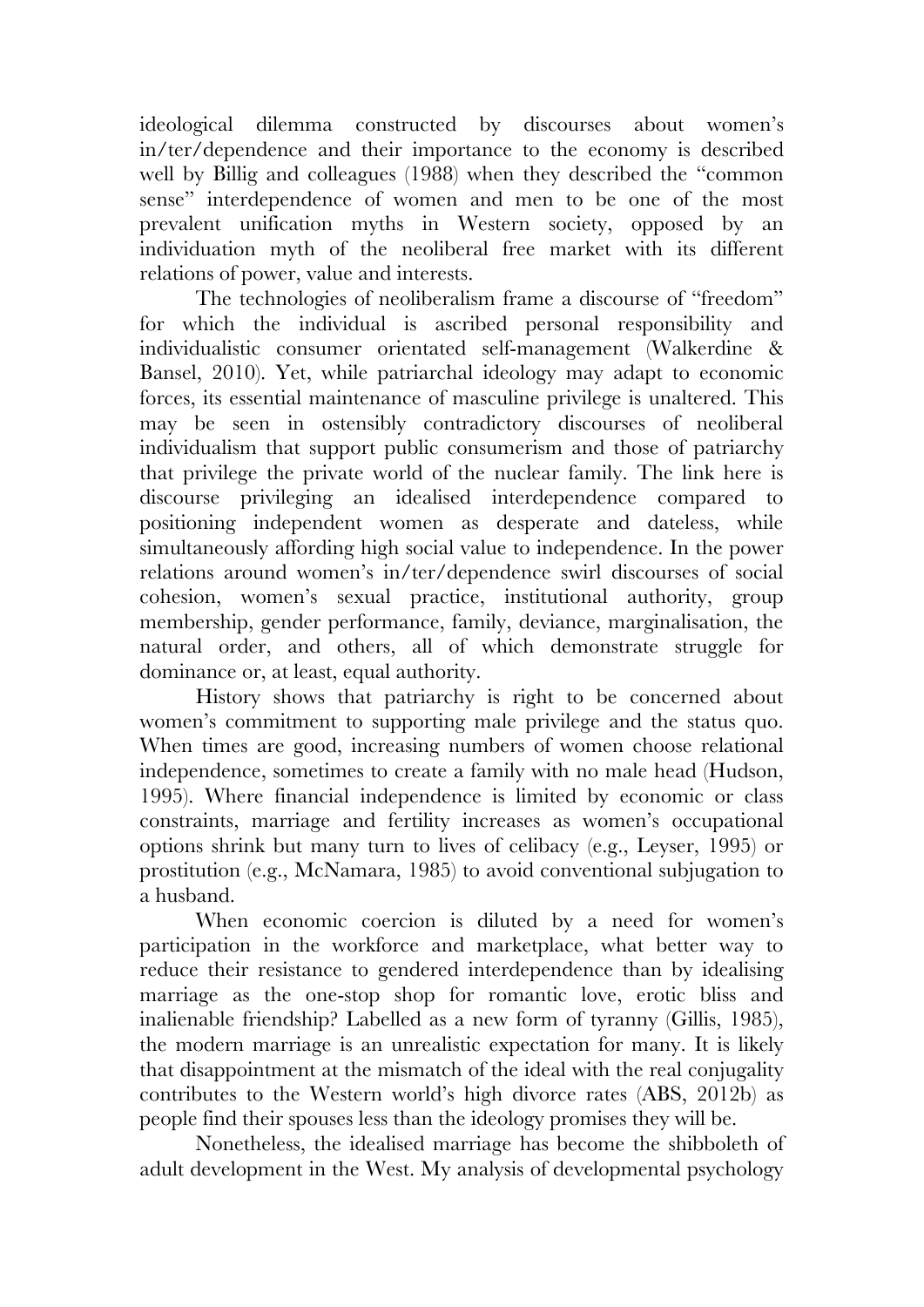ideological dilemma constructed by discourses about women's in/ter/dependence and their importance to the economy is described well by Billig and colleagues (1988) when they described the "common sense" interdependence of women and men to be one of the most prevalent unification myths in Western society, opposed by an individuation myth of the neoliberal free market with its different relations of power, value and interests.

The technologies of neoliberalism frame a discourse of "freedom" for which the individual is ascribed personal responsibility and individualistic consumer orientated self-management (Walkerdine & Bansel, 2010). Yet, while patriarchal ideology may adapt to economic forces, its essential maintenance of masculine privilege is unaltered. This may be seen in ostensibly contradictory discourses of neoliberal individualism that support public consumerism and those of patriarchy that privilege the private world of the nuclear family. The link here is discourse privileging an idealised interdependence compared to positioning independent women as desperate and dateless, while simultaneously affording high social value to independence. In the power relations around women's in/ter/dependence swirl discourses of social cohesion, women's sexual practice, institutional authority, group membership, gender performance, family, deviance, marginalisation, the natural order, and others, all of which demonstrate struggle for dominance or, at least, equal authority.

History shows that patriarchy is right to be concerned about women's commitment to supporting male privilege and the status quo. When times are good, increasing numbers of women choose relational independence, sometimes to create a family with no male head (Hudson, 1995). Where financial independence is limited by economic or class constraints, marriage and fertility increases as women's occupational options shrink but many turn to lives of celibacy (e.g., Leyser, 1995) or prostitution (e.g., McNamara, 1985) to avoid conventional subjugation to a husband.

When economic coercion is diluted by a need for women's participation in the workforce and marketplace, what better way to reduce their resistance to gendered interdependence than by idealising marriage as the one-stop shop for romantic love, erotic bliss and inalienable friendship? Labelled as a new form of tyranny (Gillis, 1985), the modern marriage is an unrealistic expectation for many. It is likely that disappointment at the mismatch of the ideal with the real conjugality contributes to the Western world's high divorce rates (ABS, 2012b) as people find their spouses less than the ideology promises they will be.

Nonetheless, the idealised marriage has become the shibboleth of adult development in the West. My analysis of developmental psychology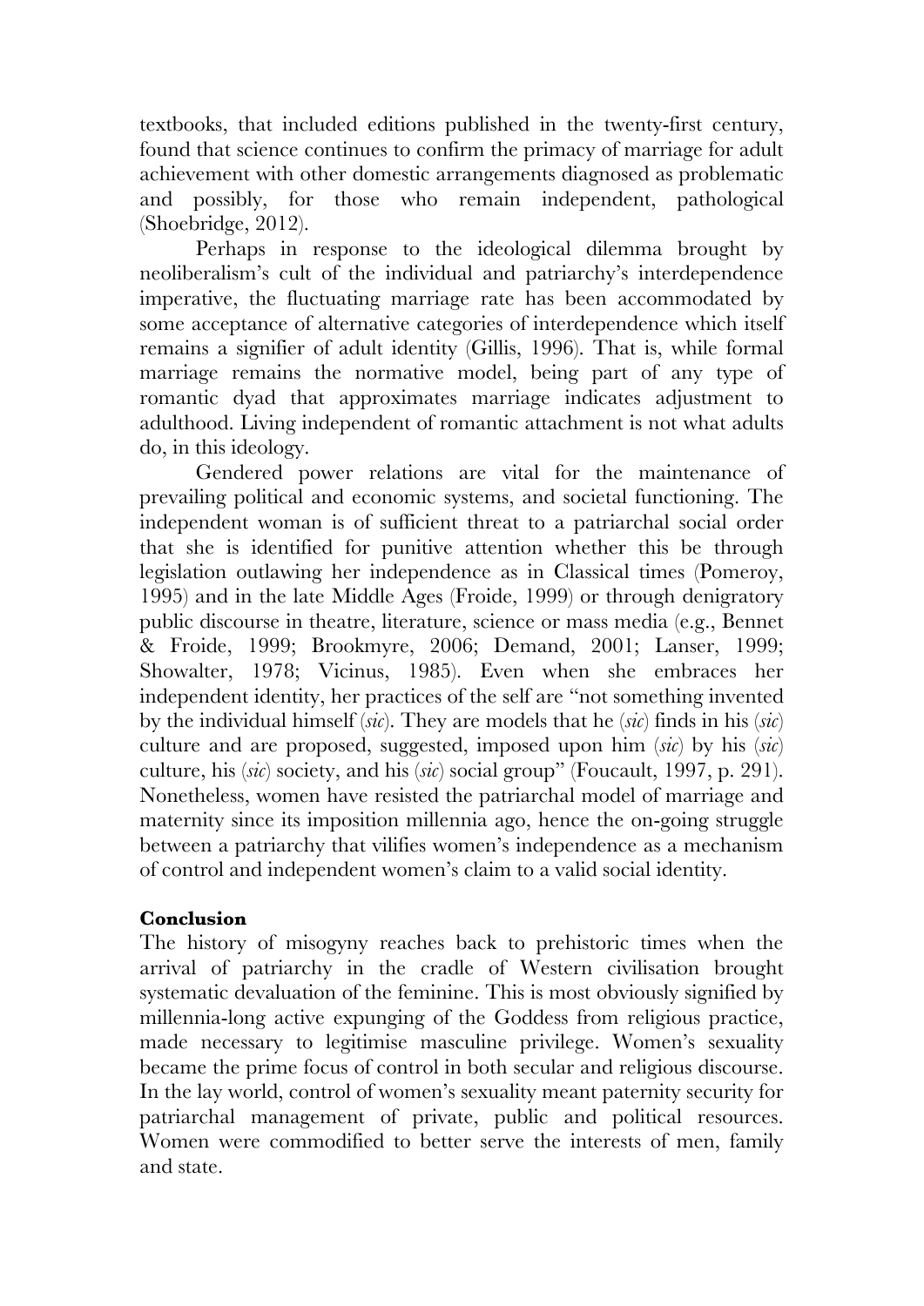textbooks, that included editions published in the twenty-first century, found that science continues to confirm the primacy of marriage for adult achievement with other domestic arrangements diagnosed as problematic and possibly, for those who remain independent, pathological (Shoebridge, 2012).

Perhaps in response to the ideological dilemma brought by neoliberalism's cult of the individual and patriarchy's interdependence imperative, the fluctuating marriage rate has been accommodated by some acceptance of alternative categories of interdependence which itself remains a signifier of adult identity (Gillis, 1996). That is, while formal marriage remains the normative model, being part of any type of romantic dyad that approximates marriage indicates adjustment to adulthood. Living independent of romantic attachment is not what adults do, in this ideology.

Gendered power relations are vital for the maintenance of prevailing political and economic systems, and societal functioning. The independent woman is of sufficient threat to a patriarchal social order that she is identified for punitive attention whether this be through legislation outlawing her independence as in Classical times (Pomeroy, 1995) and in the late Middle Ages (Froide, 1999) or through denigratory public discourse in theatre, literature, science or mass media (e.g., Bennet & Froide, 1999; Brookmyre, 2006; Demand, 2001; Lanser, 1999; Showalter, 1978; Vicinus, 1985). Even when she embraces her independent identity, her practices of the self are "not something invented by the individual himself (*sic*). They are models that he (*sic*) finds in his (*sic*) culture and are proposed, suggested, imposed upon him (*sic*) by his (*sic*) culture, his (*sic*) society, and his (*sic*) social group" (Foucault, 1997, p. 291). Nonetheless, women have resisted the patriarchal model of marriage and maternity since its imposition millennia ago, hence the on-going struggle between a patriarchy that vilifies women's independence as a mechanism of control and independent women's claim to a valid social identity.

## Conclusion

The history of misogyny reaches back to prehistoric times when the arrival of patriarchy in the cradle of Western civilisation brought systematic devaluation of the feminine. This is most obviously signified by millennia-long active expunging of the Goddess from religious practice, made necessary to legitimise masculine privilege. Women's sexuality became the prime focus of control in both secular and religious discourse. In the lay world, control of women's sexuality meant paternity security for patriarchal management of private, public and political resources. Women were commodified to better serve the interests of men, family and state.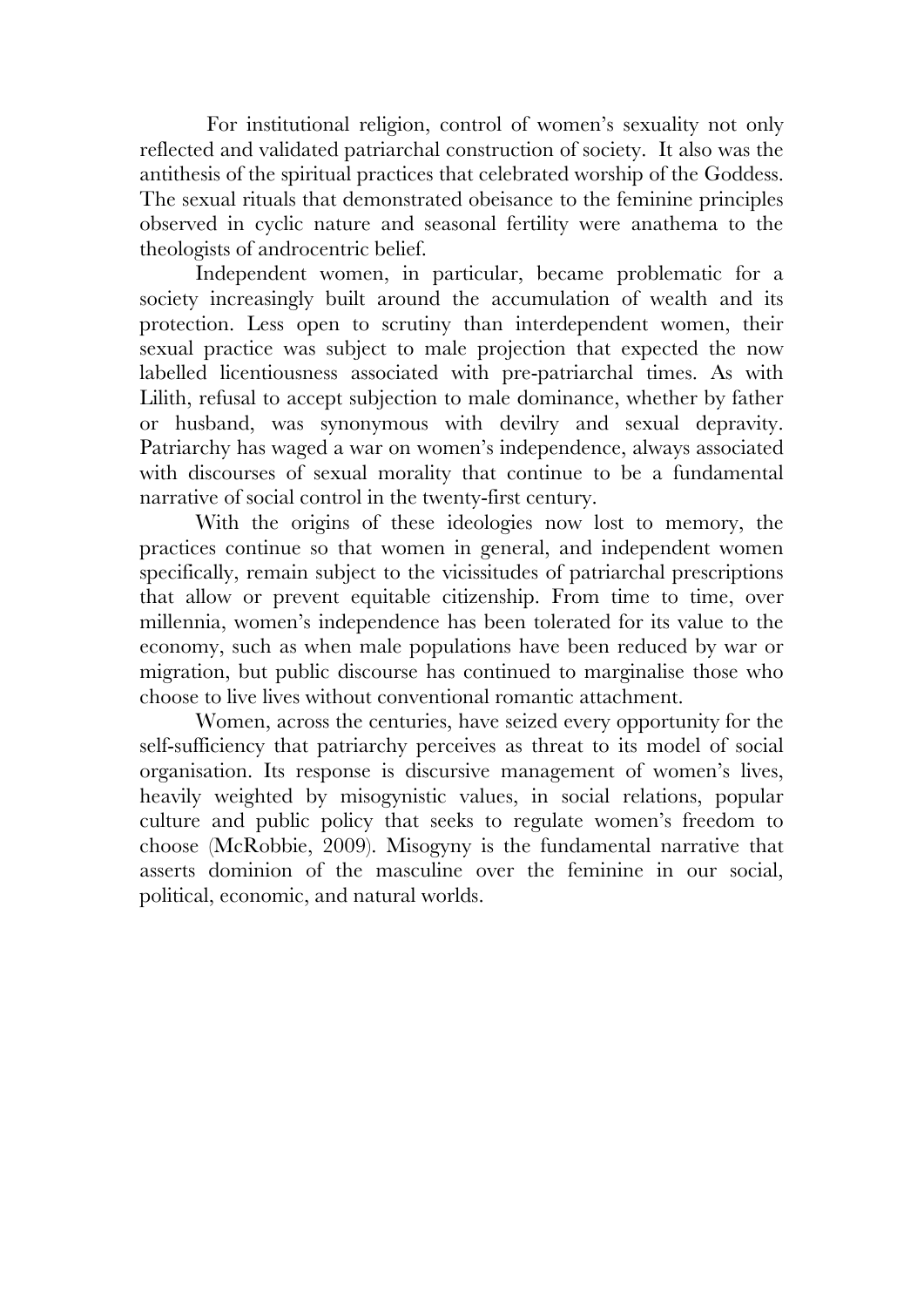For institutional religion, control of women's sexuality not only reflected and validated patriarchal construction of society. It also was the antithesis of the spiritual practices that celebrated worship of the Goddess. The sexual rituals that demonstrated obeisance to the feminine principles observed in cyclic nature and seasonal fertility were anathema to the theologists of androcentric belief.

Independent women, in particular, became problematic for a society increasingly built around the accumulation of wealth and its protection. Less open to scrutiny than interdependent women, their sexual practice was subject to male projection that expected the now labelled licentiousness associated with pre-patriarchal times. As with Lilith, refusal to accept subjection to male dominance, whether by father or husband, was synonymous with devilry and sexual depravity. Patriarchy has waged a war on women's independence, always associated with discourses of sexual morality that continue to be a fundamental narrative of social control in the twenty-first century.

With the origins of these ideologies now lost to memory, the practices continue so that women in general, and independent women specifically, remain subject to the vicissitudes of patriarchal prescriptions that allow or prevent equitable citizenship. From time to time, over millennia, women's independence has been tolerated for its value to the economy, such as when male populations have been reduced by war or migration, but public discourse has continued to marginalise those who choose to live lives without conventional romantic attachment.

Women, across the centuries, have seized every opportunity for the self-sufficiency that patriarchy perceives as threat to its model of social organisation. Its response is discursive management of women's lives, heavily weighted by misogynistic values, in social relations, popular culture and public policy that seeks to regulate women's freedom to choose (McRobbie, 2009). Misogyny is the fundamental narrative that asserts dominion of the masculine over the feminine in our social, political, economic, and natural worlds.